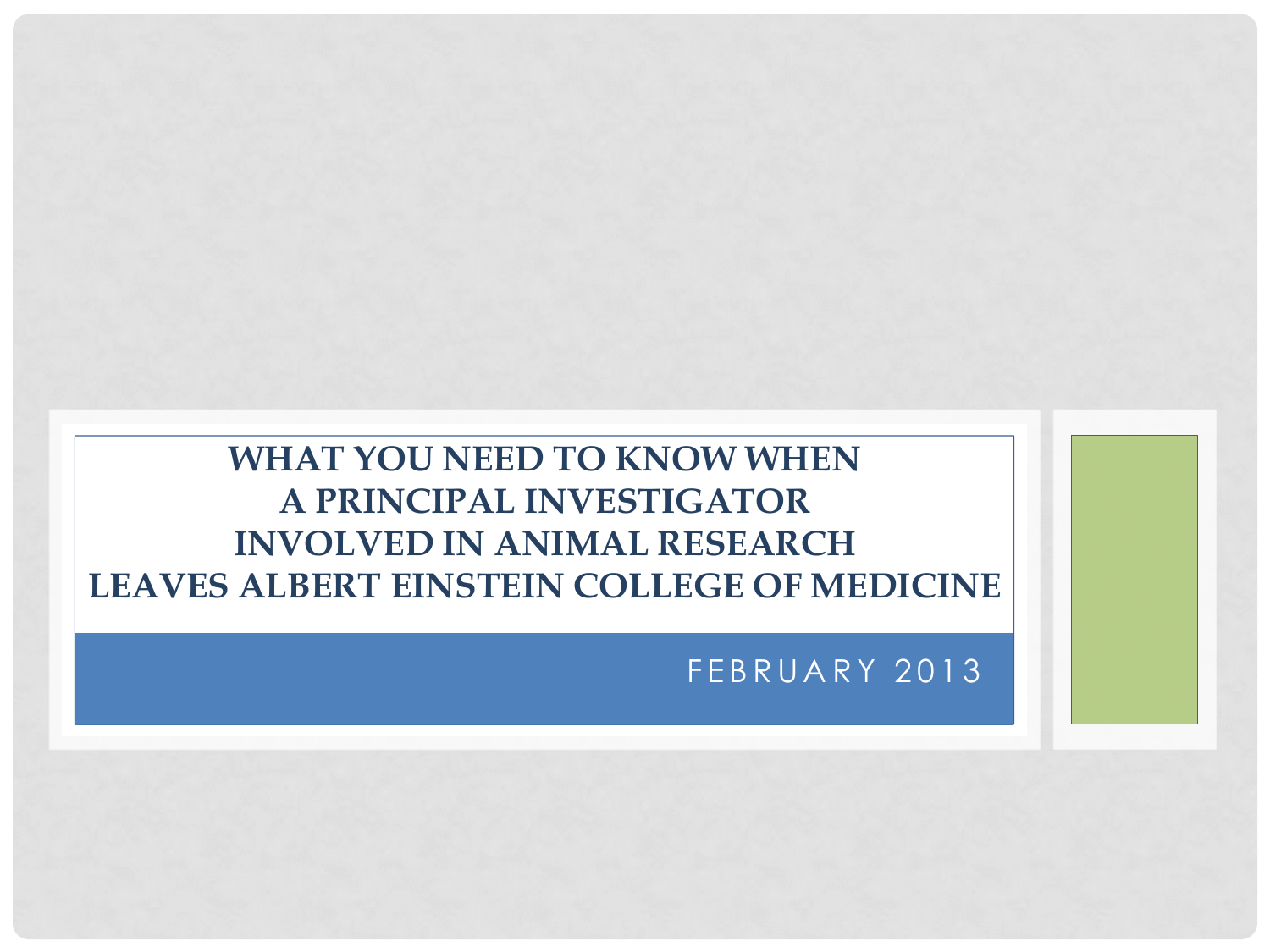# WHAT YOU NEED TO KNOW WHEN A PRINCIPAL INVESTIGATOR INVOLVED IN ANIMAL RESEARCH LEAVES ALBERT EINSTEIN COLLEGE OF MEDICINE

FEBRUARY 2013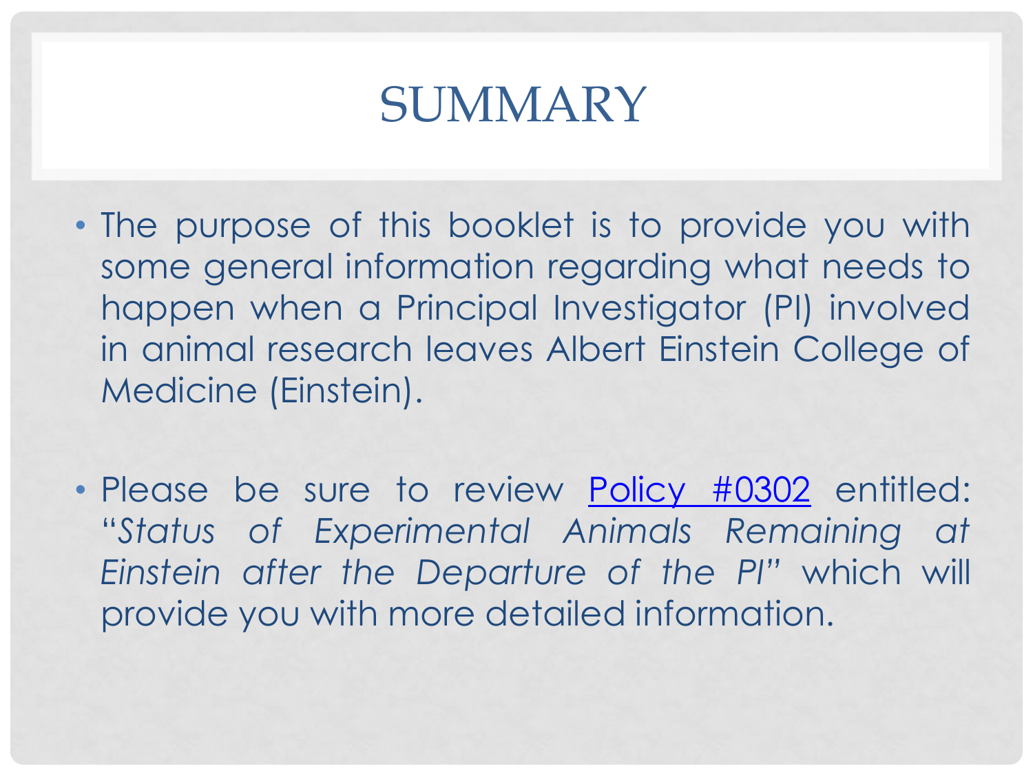# SUMMARY

- The purpose of this booklet is to provide you with some general information regarding what needs to happen when a Principal Investigator (PI) involved in animal research leaves Albert Einstein College of Medicine (Einstein).

- Please be sure to review Policy #0302 entitled: "*Status of Experimental Animals Remaining at Einstein after the Departure of the PI*" which will provide you with more detailed information.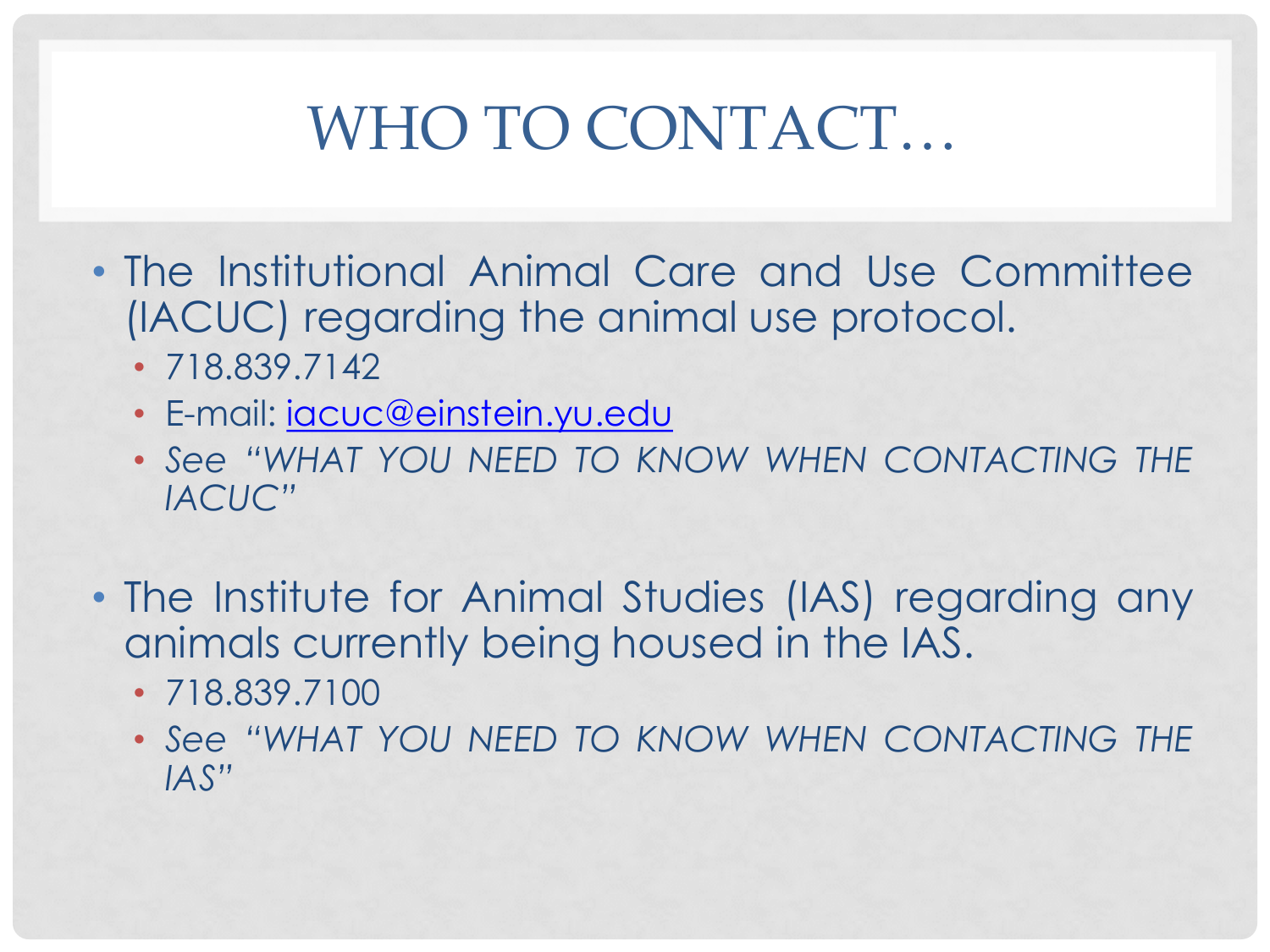# WHO TO CONTACT…

- The Institutional Animal Care and Use Committee (IACUC) regarding the animal use protocol.
  - 718.839.7142
  - E-mail: iacuc@einstein.yu.edu
  - *See "WHAT YOU NEED TO KNOW WHEN CONTACTING THE IACUC"*

- The Institute for Animal Studies (IAS) regarding any animals currently being housed in the IAS.
  - 718.839.7100
  - *See "WHAT YOU NEED TO KNOW WHEN CONTACTING THE IAS"*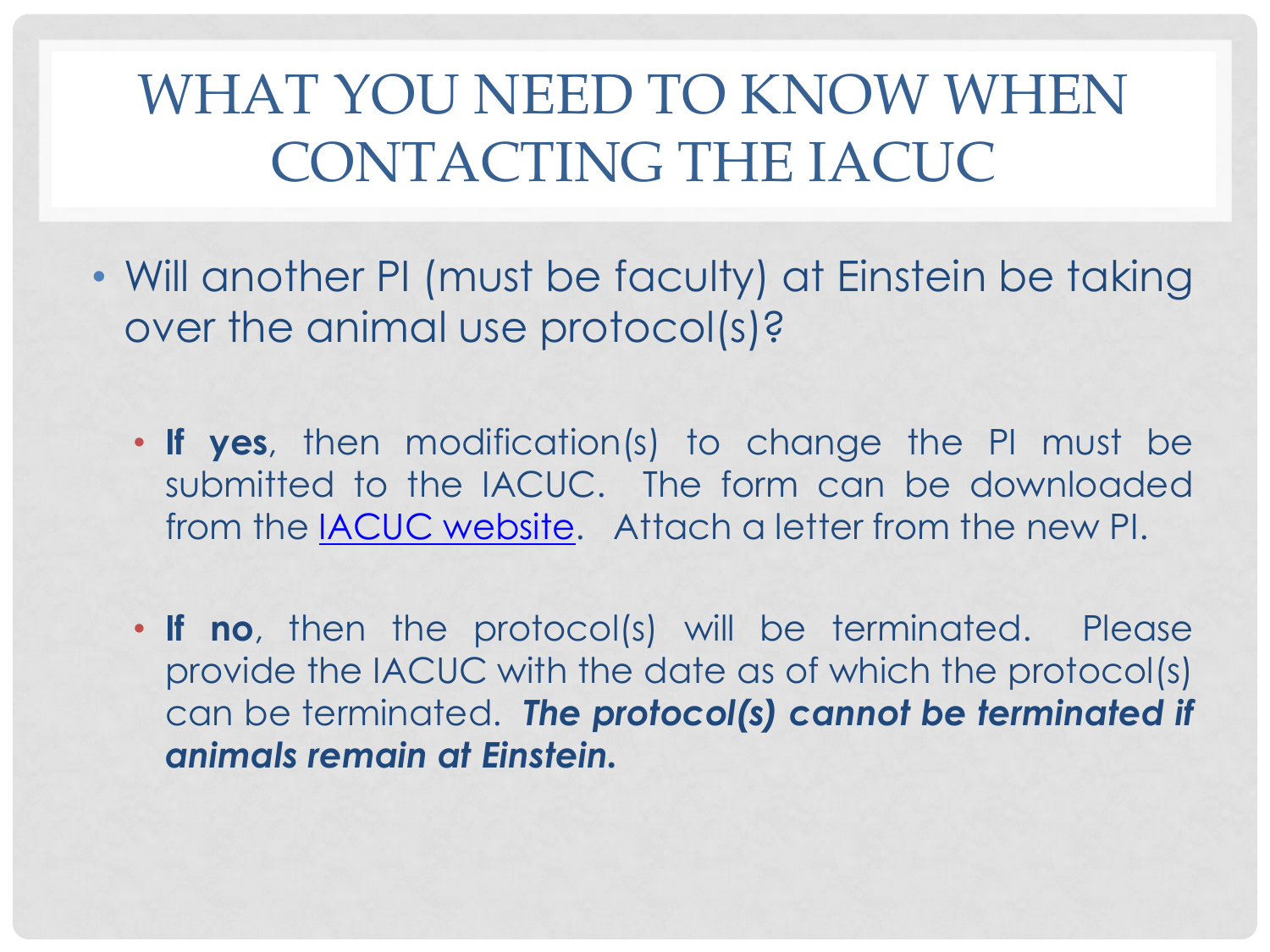# WHAT YOU NEED TO KNOW WHEN CONTACTING THE IACUC

- Will another PI (must be faculty) at Einstein be taking over the animal use protocol(s)?
  - **If yes**, then modification(s) to change the PI must be submitted to the IACUC. The form can be downloaded from the IACUC website. Attach a letter from the new PI.
  - **If no**, then the protocol(s) will be terminated. Please provide the IACUC with the date as of which the protocol(s) can be terminated. ***The protocol(s) cannot be terminated if animals remain at Einstein.***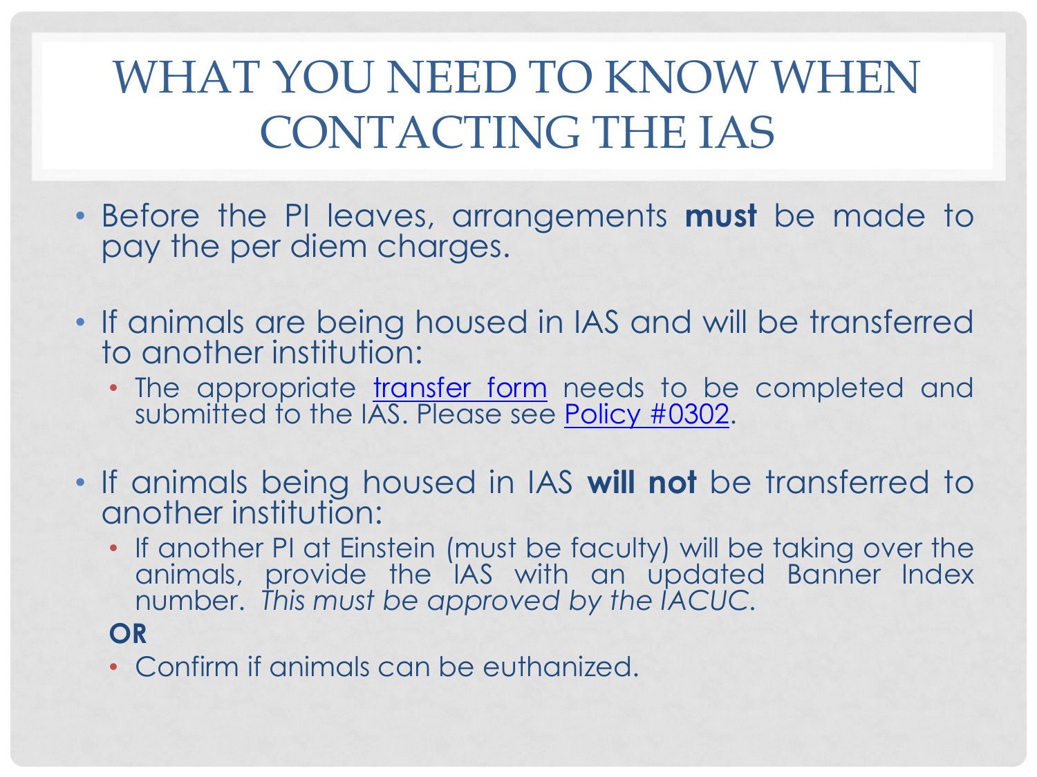# WHAT YOU NEED TO KNOW WHEN CONTACTING THE IAS

- Before the PI leaves, arrangements **must** be made to pay the per diem charges.

- If animals are being housed in IAS and will be transferred to another institution:
  - The appropriate transfer form needs to be completed and submitted to the IAS. Please see Policy #0302.

- If animals being housed in IAS **will not** be transferred to another institution:
  - If another PI at Einstein (must be faculty) will be taking over the animals, provide the IAS with an updated Banner Index number. *This must be approved by the IACUC.*

  **OR**

  - Confirm if animals can be euthanized.